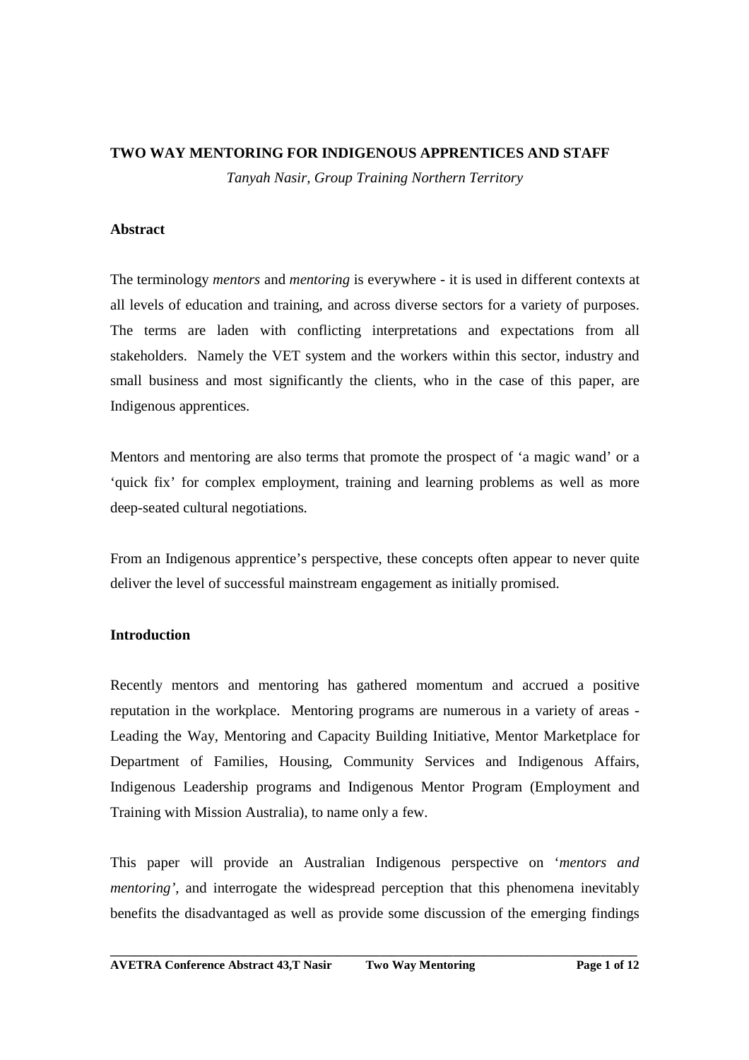**TWO WAY MENTORING FOR INDIGENOUS APPRENTICES AND STAFF**

*Tanyah Nasir, Group Training Northern Territory*

## Abstract

The terminology *mentors* and *mentoring* is everywhere - it is used in different contexts at all levels of education and training, and across diverse sectors for a variety of purposes. The terms are laden with conflicting interpretations and expectations from all stakeholders. Namely the VET system and the workers within this sector, industry and small business and most significantly the clients, who in the case of this paper, are Indigenous apprentices.

Mentors and mentoring are also terms that promote the prospect of 'a magic wand' or a 'quick fix' for complex employment, training and learning problems as well as more deep-seated cultural negotiations.

From an Indigenous apprentice's perspective, these concepts often appear to never quite deliver the level of successful mainstream engagement as initially promised.

## Introduction

Recently mentors and mentoring has gathered momentum and accrued a positive reputation in the workplace. Mentoring programs are numerous in a variety of areas - Leading the Way, Mentoring and Capacity Building Initiative, Mentor Marketplace for Department of Families, Housing, Community Services and Indigenous Affairs, Indigenous Leadership programs and Indigenous Mentor Program (Employment and Training with Mission Australia), to name only a few.

This paper will provide an Australian Indigenous perspective on '*mentors and mentoring'*, and interrogate the widespread perception that this phenomena inevitably benefits the disadvantaged as well as provide some discussion of the emerging findings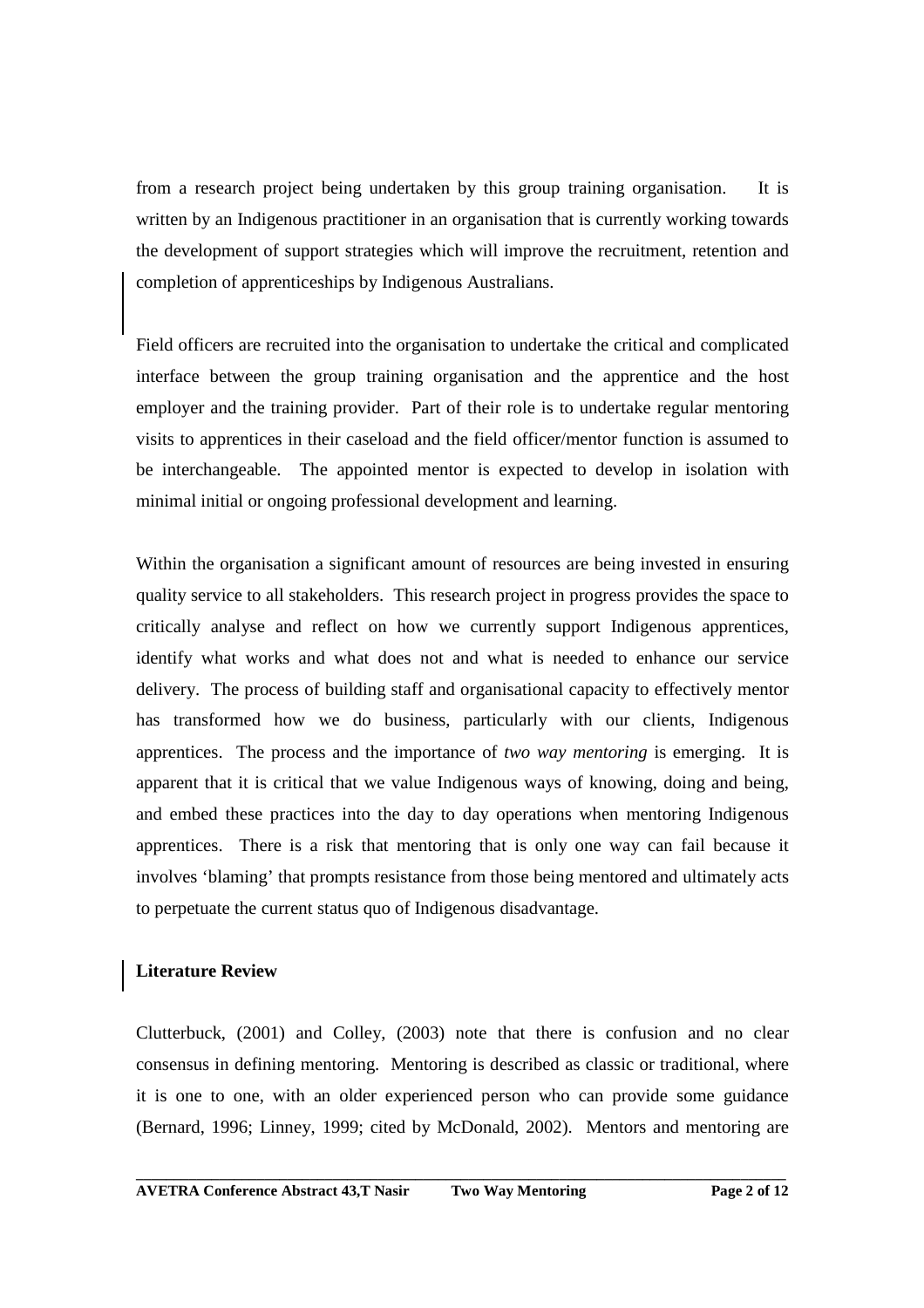from a research project being undertaken by this group training organisation. It is written by an Indigenous practitioner in an organisation that is currently working towards the development of support strategies which will improve the recruitment, retention and completion of apprenticeships by Indigenous Australians.

Field officers are recruited into the organisation to undertake the critical and complicated interface between the group training organisation and the apprentice and the host employer and the training provider. Part of their role is to undertake regular mentoring visits to apprentices in their caseload and the field officer/mentor function is assumed to be interchangeable. The appointed mentor is expected to develop in isolation with minimal initial or ongoing professional development and learning.

Within the organisation a significant amount of resources are being invested in ensuring quality service to all stakeholders. This research project in progress provides the space to critically analyse and reflect on how we currently support Indigenous apprentices, identify what works and what does not and what is needed to enhance our service delivery. The process of building staff and organisational capacity to effectively mentor has transformed how we do business, particularly with our clients, Indigenous apprentices. The process and the importance of *two way mentoring* is emerging. It is apparent that it is critical that we value Indigenous ways of knowing, doing and being, and embed these practices into the day to day operations when mentoring Indigenous apprentices. There is a risk that mentoring that is only one way can fail because it involves 'blaming' that prompts resistance from those being mentored and ultimately acts to perpetuate the current status quo of Indigenous disadvantage.

## Literature Review

Clutterbuck, (2001) and Colley, (2003) note that there is confusion and no clear consensus in defining mentoring. Mentoring is described as classic or traditional, where it is one to one, with an older experienced person who can provide some guidance (Bernard, 1996; Linney, 1999; cited by McDonald, 2002). Mentors and mentoring are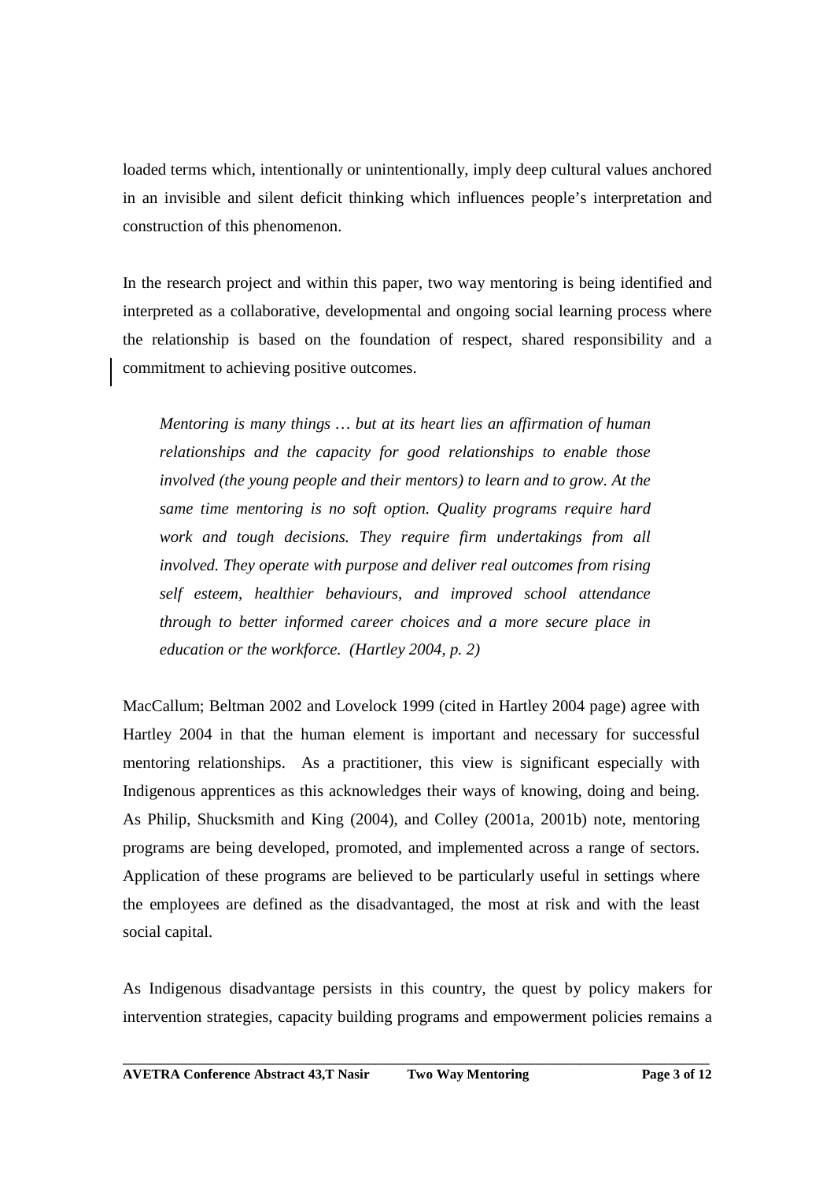loaded terms which, intentionally or unintentionally, imply deep cultural values anchored in an invisible and silent deficit thinking which influences people's interpretation and construction of this phenomenon.

In the research project and within this paper, two way mentoring is being identified and interpreted as a collaborative, developmental and ongoing social learning process where the relationship is based on the foundation of respect, shared responsibility and a commitment to achieving positive outcomes.

> *Mentoring is many things … but at its heart lies an affirmation of human relationships and the capacity for good relationships to enable those involved (the young people and their mentors) to learn and to grow. At the same time mentoring is no soft option. Quality programs require hard work and tough decisions. They require firm undertakings from all involved. They operate with purpose and deliver real outcomes from rising self esteem, healthier behaviours, and improved school attendance through to better informed career choices and a more secure place in education or the workforce. (Hartley 2004, p. 2)*

MacCallum; Beltman 2002 and Lovelock 1999 (cited in Hartley 2004 page) agree with Hartley 2004 in that the human element is important and necessary for successful mentoring relationships. As a practitioner, this view is significant especially with Indigenous apprentices as this acknowledges their ways of knowing, doing and being. As Philip, Shucksmith and King (2004), and Colley (2001a, 2001b) note, mentoring programs are being developed, promoted, and implemented across a range of sectors. Application of these programs are believed to be particularly useful in settings where the employees are defined as the disadvantaged, the most at risk and with the least social capital.

As Indigenous disadvantage persists in this country, the quest by policy makers for intervention strategies, capacity building programs and empowerment policies remains a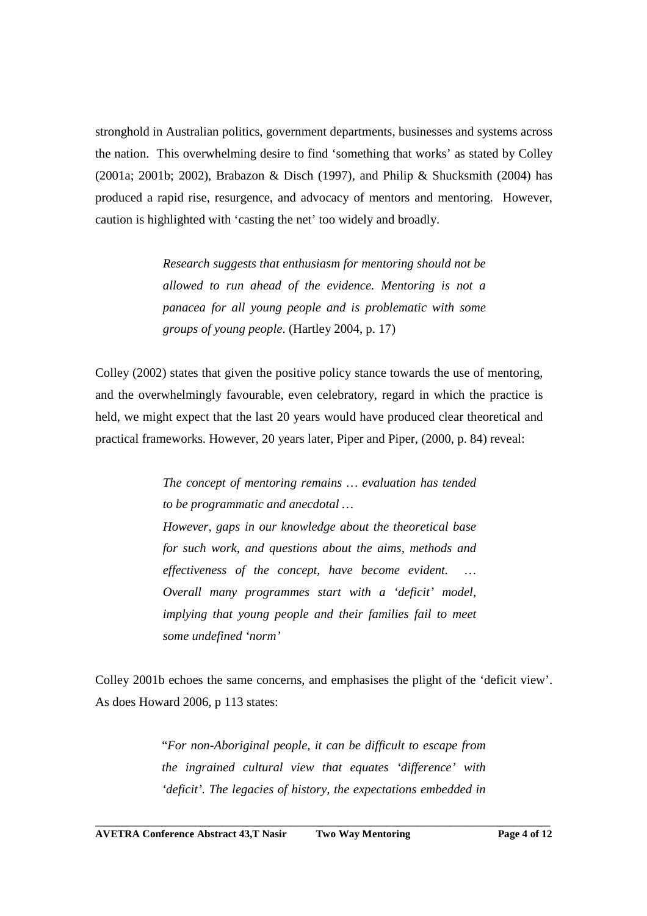stronghold in Australian politics, government departments, businesses and systems across the nation. This overwhelming desire to find 'something that works' as stated by Colley (2001a; 2001b; 2002), Brabazon & Disch (1997), and Philip & Shucksmith (2004) has produced a rapid rise, resurgence, and advocacy of mentors and mentoring. However, caution is highlighted with 'casting the net' too widely and broadly.

> *Research suggests that enthusiasm for mentoring should not be allowed to run ahead of the evidence. Mentoring is not a panacea for all young people and is problematic with some groups of young people.* (Hartley 2004, p. 17)

Colley (2002) states that given the positive policy stance towards the use of mentoring, and the overwhelmingly favourable, even celebratory, regard in which the practice is held, we might expect that the last 20 years would have produced clear theoretical and practical frameworks. However, 20 years later, Piper and Piper, (2000, p. 84) reveal:

> *The concept of mentoring remains … evaluation has tended to be programmatic and anecdotal …*
> *However, gaps in our knowledge about the theoretical base for such work, and questions about the aims, methods and effectiveness of the concept, have become evident. … Overall many programmes start with a 'deficit' model, implying that young people and their families fail to meet some undefined 'norm'*

Colley 2001b echoes the same concerns, and emphasises the plight of the 'deficit view'. As does Howard 2006, p 113 states:

> "*For non-Aboriginal people, it can be difficult to escape from the ingrained cultural view that equates 'difference' with 'deficit'. The legacies of history, the expectations embedded in*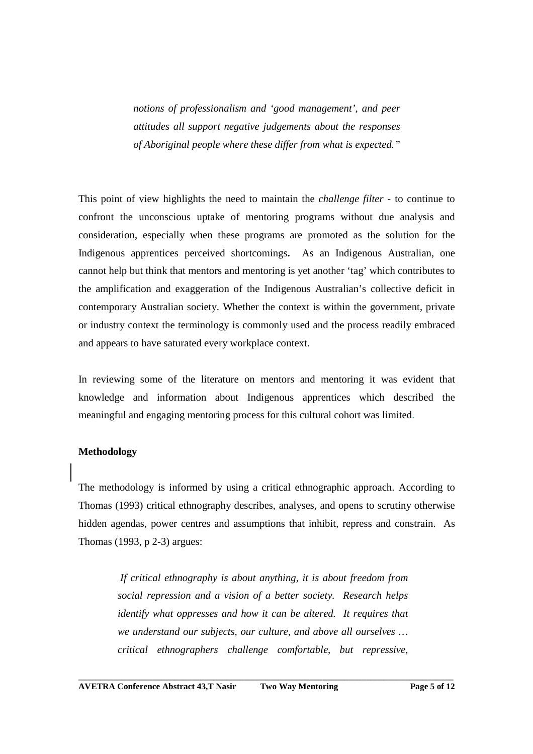> *notions of professionalism and 'good management', and peer attitudes all support negative judgements about the responses of Aboriginal people where these differ from what is expected."*

This point of view highlights the need to maintain the *challenge filter* - to continue to confront the unconscious uptake of mentoring programs without due analysis and consideration, especially when these programs are promoted as the solution for the Indigenous apprentices perceived shortcomings**.** As an Indigenous Australian, one cannot help but think that mentors and mentoring is yet another 'tag' which contributes to the amplification and exaggeration of the Indigenous Australian's collective deficit in contemporary Australian society. Whether the context is within the government, private or industry context the terminology is commonly used and the process readily embraced and appears to have saturated every workplace context.

In reviewing some of the literature on mentors and mentoring it was evident that knowledge and information about Indigenous apprentices which described the meaningful and engaging mentoring process for this cultural cohort was limited.

**Methodology**

The methodology is informed by using a critical ethnographic approach. According to Thomas (1993) critical ethnography describes, analyses, and opens to scrutiny otherwise hidden agendas, power centres and assumptions that inhibit, repress and constrain. As Thomas (1993, p 2-3) argues:

> *If critical ethnography is about anything, it is about freedom from social repression and a vision of a better society. Research helps identify what oppresses and how it can be altered. It requires that we understand our subjects, our culture, and above all ourselves … critical ethnographers challenge comfortable, but repressive,*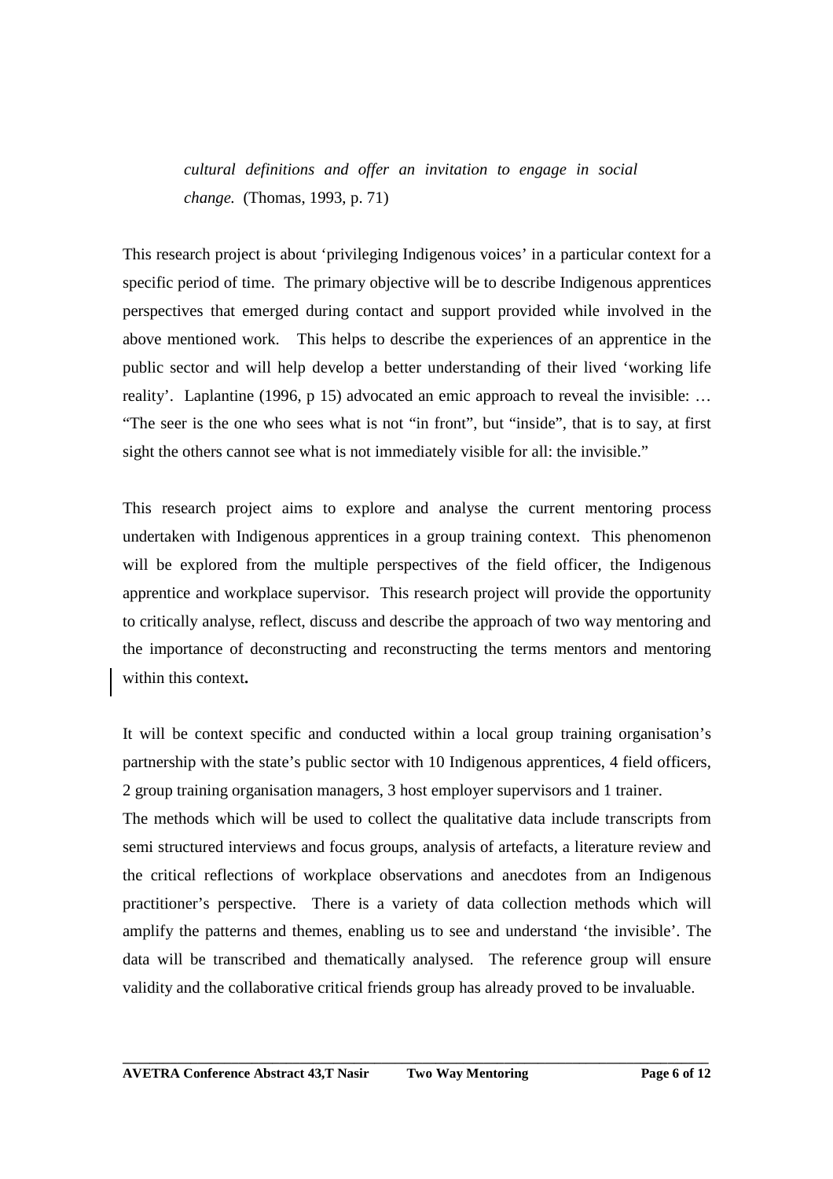> *cultural definitions and offer an invitation to engage in social change.* (Thomas, 1993, p. 71)

This research project is about 'privileging Indigenous voices' in a particular context for a specific period of time. The primary objective will be to describe Indigenous apprentices perspectives that emerged during contact and support provided while involved in the above mentioned work. This helps to describe the experiences of an apprentice in the public sector and will help develop a better understanding of their lived 'working life reality'. Laplantine (1996, p 15) advocated an emic approach to reveal the invisible: … "The seer is the one who sees what is not "in front", but "inside", that is to say, at first sight the others cannot see what is not immediately visible for all: the invisible."

This research project aims to explore and analyse the current mentoring process undertaken with Indigenous apprentices in a group training context. This phenomenon will be explored from the multiple perspectives of the field officer, the Indigenous apprentice and workplace supervisor. This research project will provide the opportunity to critically analyse, reflect, discuss and describe the approach of two way mentoring and the importance of deconstructing and reconstructing the terms mentors and mentoring within this context.

It will be context specific and conducted within a local group training organisation's partnership with the state's public sector with 10 Indigenous apprentices, 4 field officers, 2 group training organisation managers, 3 host employer supervisors and 1 trainer.
The methods which will be used to collect the qualitative data include transcripts from semi structured interviews and focus groups, analysis of artefacts, a literature review and the critical reflections of workplace observations and anecdotes from an Indigenous practitioner's perspective. There is a variety of data collection methods which will amplify the patterns and themes, enabling us to see and understand 'the invisible'. The data will be transcribed and thematically analysed. The reference group will ensure validity and the collaborative critical friends group has already proved to be invaluable.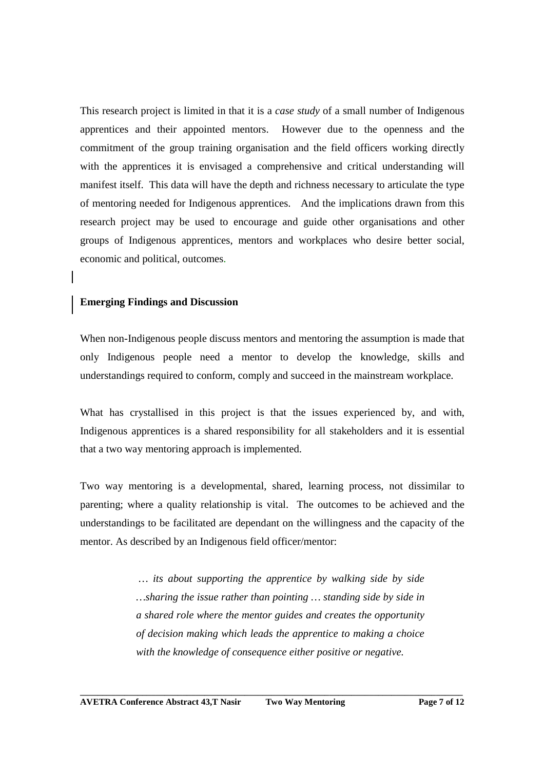This research project is limited in that it is a *case study* of a small number of Indigenous apprentices and their appointed mentors. However due to the openness and the commitment of the group training organisation and the field officers working directly with the apprentices it is envisaged a comprehensive and critical understanding will manifest itself. This data will have the depth and richness necessary to articulate the type of mentoring needed for Indigenous apprentices. And the implications drawn from this research project may be used to encourage and guide other organisations and other groups of Indigenous apprentices, mentors and workplaces who desire better social, economic and political, outcomes.

**Emerging Findings and Discussion**

When non-Indigenous people discuss mentors and mentoring the assumption is made that only Indigenous people need a mentor to develop the knowledge, skills and understandings required to conform, comply and succeed in the mainstream workplace.

What has crystallised in this project is that the issues experienced by, and with, Indigenous apprentices is a shared responsibility for all stakeholders and it is essential that a two way mentoring approach is implemented.

Two way mentoring is a developmental, shared, learning process, not dissimilar to parenting; where a quality relationship is vital. The outcomes to be achieved and the understandings to be facilitated are dependant on the willingness and the capacity of the mentor. As described by an Indigenous field officer/mentor:

> *… its about supporting the apprentice by walking side by side …sharing the issue rather than pointing … standing side by side in a shared role where the mentor guides and creates the opportunity of decision making which leads the apprentice to making a choice with the knowledge of consequence either positive or negative.*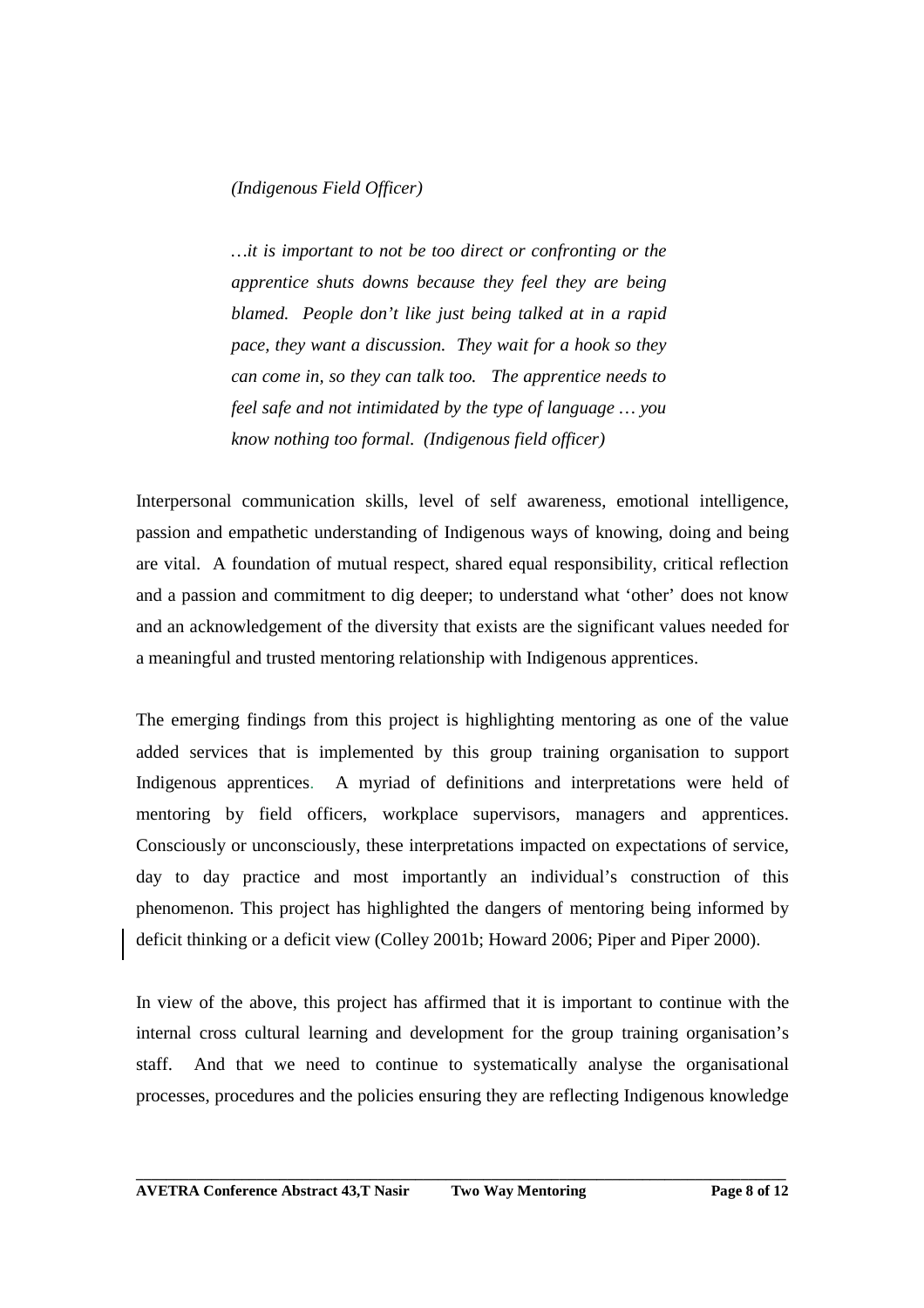*(Indigenous Field Officer)*

> *…it is important to not be too direct or confronting or the apprentice shuts downs because they feel they are being blamed. People don't like just being talked at in a rapid pace, they want a discussion. They wait for a hook so they can come in, so they can talk too. The apprentice needs to feel safe and not intimidated by the type of language … you know nothing too formal. (Indigenous field officer)*

Interpersonal communication skills, level of self awareness, emotional intelligence, passion and empathetic understanding of Indigenous ways of knowing, doing and being are vital. A foundation of mutual respect, shared equal responsibility, critical reflection and a passion and commitment to dig deeper; to understand what 'other' does not know and an acknowledgement of the diversity that exists are the significant values needed for a meaningful and trusted mentoring relationship with Indigenous apprentices.

The emerging findings from this project is highlighting mentoring as one of the value added services that is implemented by this group training organisation to support Indigenous apprentices. A myriad of definitions and interpretations were held of mentoring by field officers, workplace supervisors, managers and apprentices. Consciously or unconsciously, these interpretations impacted on expectations of service, day to day practice and most importantly an individual's construction of this phenomenon. This project has highlighted the dangers of mentoring being informed by deficit thinking or a deficit view (Colley 2001b; Howard 2006; Piper and Piper 2000).

In view of the above, this project has affirmed that it is important to continue with the internal cross cultural learning and development for the group training organisation's staff. And that we need to continue to systematically analyse the organisational processes, procedures and the policies ensuring they are reflecting Indigenous knowledge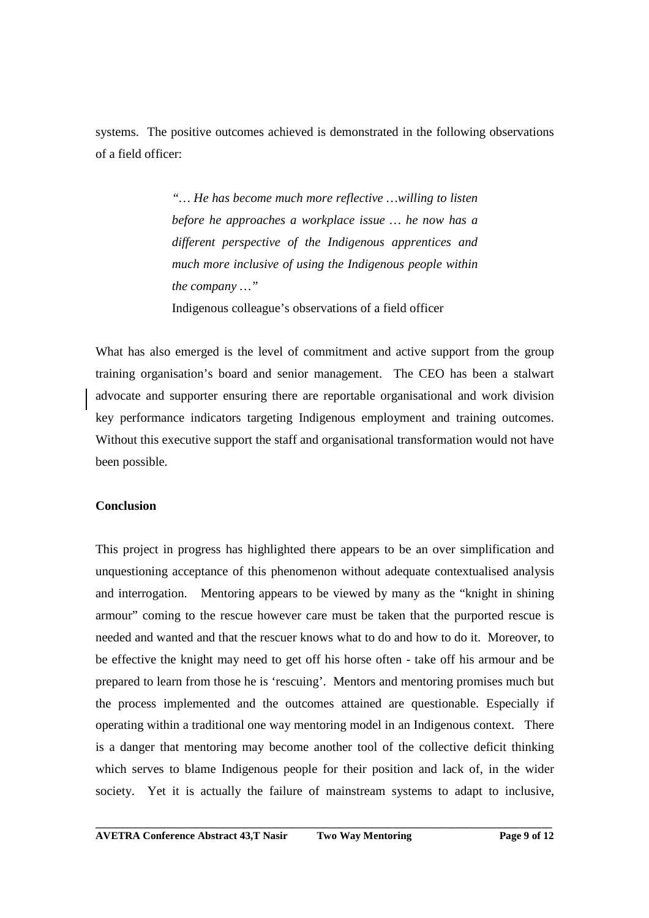systems. The positive outcomes achieved is demonstrated in the following observations of a field officer:

> *"… He has become much more reflective …willing to listen before he approaches a workplace issue … he now has a different perspective of the Indigenous apprentices and much more inclusive of using the Indigenous people within the company …"*
>
> Indigenous colleague's observations of a field officer

What has also emerged is the level of commitment and active support from the group training organisation's board and senior management. The CEO has been a stalwart advocate and supporter ensuring there are reportable organisational and work division key performance indicators targeting Indigenous employment and training outcomes. Without this executive support the staff and organisational transformation would not have been possible.

**Conclusion**

This project in progress has highlighted there appears to be an over simplification and unquestioning acceptance of this phenomenon without adequate contextualised analysis and interrogation. Mentoring appears to be viewed by many as the "knight in shining armour" coming to the rescue however care must be taken that the purported rescue is needed and wanted and that the rescuer knows what to do and how to do it. Moreover, to be effective the knight may need to get off his horse often - take off his armour and be prepared to learn from those he is 'rescuing'. Mentors and mentoring promises much but the process implemented and the outcomes attained are questionable. Especially if operating within a traditional one way mentoring model in an Indigenous context. There is a danger that mentoring may become another tool of the collective deficit thinking which serves to blame Indigenous people for their position and lack of, in the wider society. Yet it is actually the failure of mainstream systems to adapt to inclusive,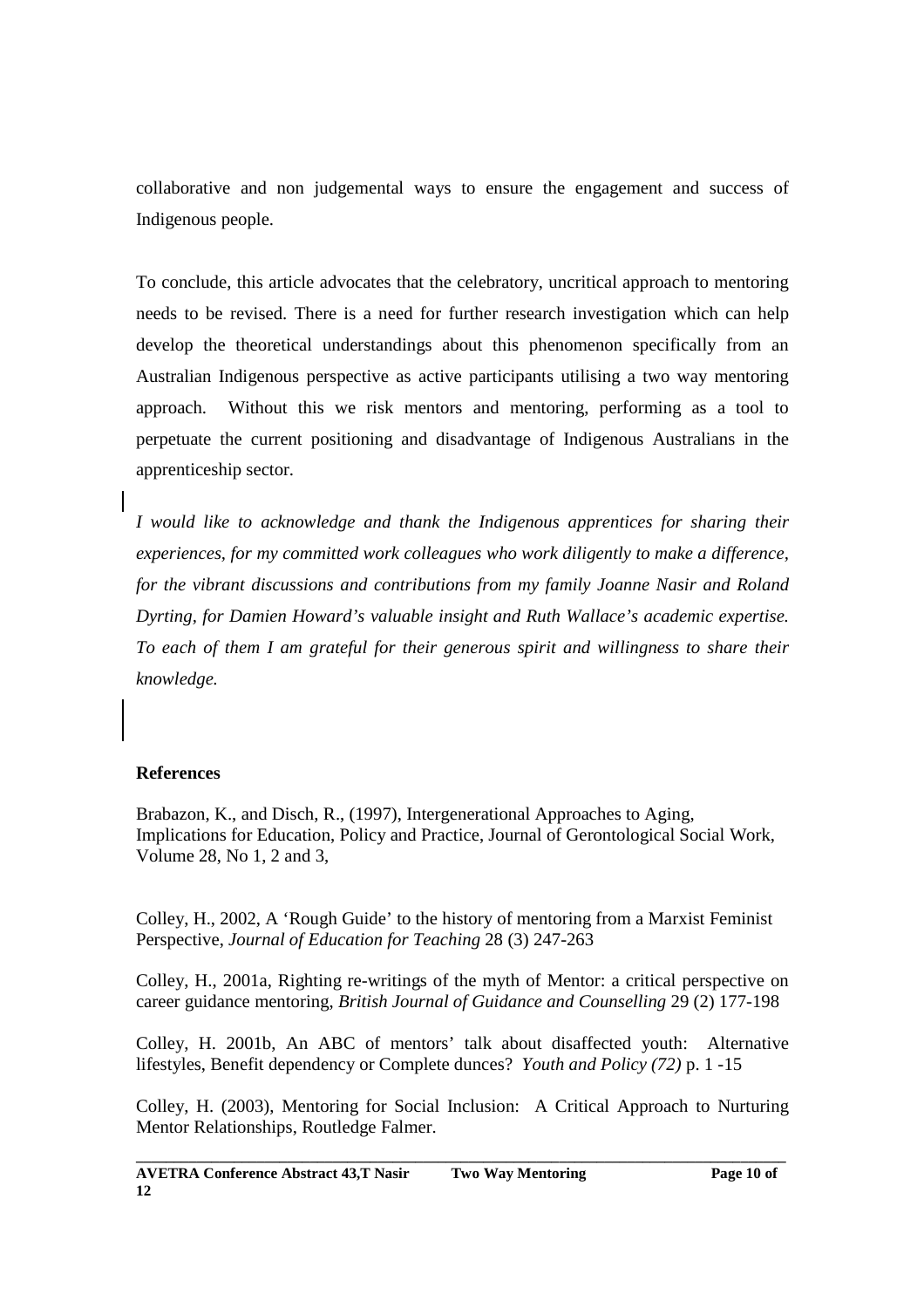collaborative and non judgemental ways to ensure the engagement and success of Indigenous people.

To conclude, this article advocates that the celebratory, uncritical approach to mentoring needs to be revised. There is a need for further research investigation which can help develop the theoretical understandings about this phenomenon specifically from an Australian Indigenous perspective as active participants utilising a two way mentoring approach. Without this we risk mentors and mentoring, performing as a tool to perpetuate the current positioning and disadvantage of Indigenous Australians in the apprenticeship sector.

*I would like to acknowledge and thank the Indigenous apprentices for sharing their experiences, for my committed work colleagues who work diligently to make a difference, for the vibrant discussions and contributions from my family Joanne Nasir and Roland Dyrting, for Damien Howard's valuable insight and Ruth Wallace's academic expertise. To each of them I am grateful for their generous spirit and willingness to share their knowledge.*

**References**

Brabazon, K., and Disch, R., (1997), Intergenerational Approaches to Aging, Implications for Education, Policy and Practice, Journal of Gerontological Social Work, Volume 28, No 1, 2 and 3,

Colley, H., 2002, A 'Rough Guide' to the history of mentoring from a Marxist Feminist Perspective, *Journal of Education for Teaching* 28 (3) 247-263

Colley, H., 2001a, Righting re-writings of the myth of Mentor: a critical perspective on career guidance mentoring, *British Journal of Guidance and Counselling* 29 (2) 177-198

Colley, H. 2001b, An ABC of mentors' talk about disaffected youth: Alternative lifestyles, Benefit dependency or Complete dunces? *Youth and Policy (72)* p. 1 -15

Colley, H. (2003), Mentoring for Social Inclusion: A Critical Approach to Nurturing Mentor Relationships, Routledge Falmer.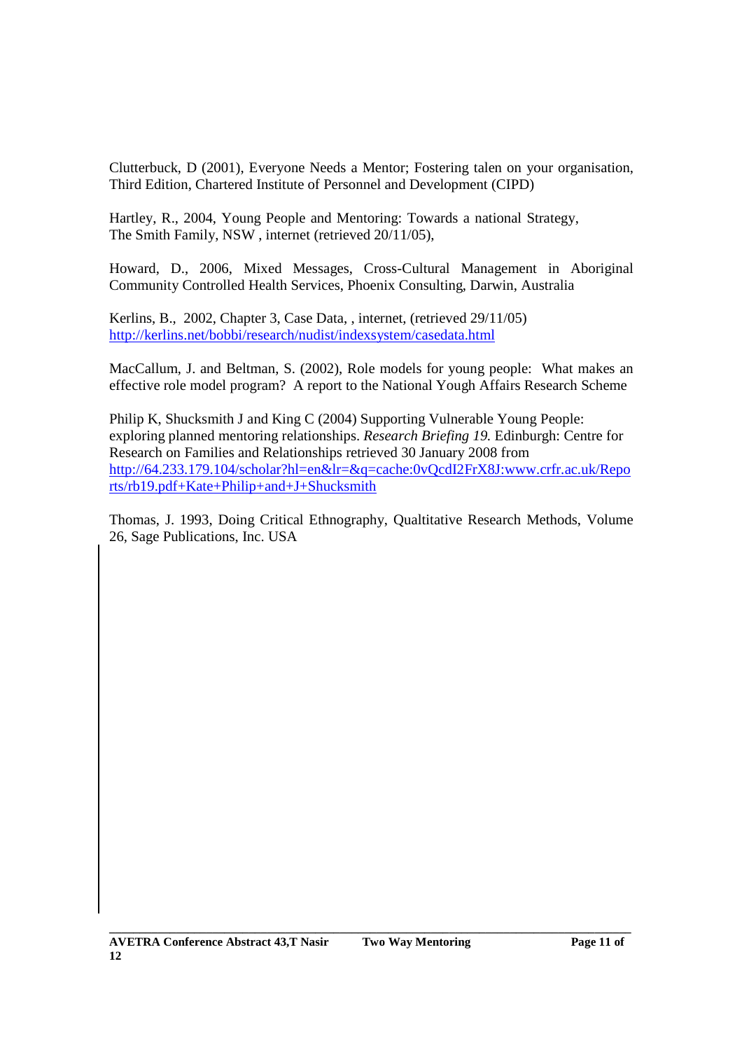Clutterbuck, D (2001), Everyone Needs a Mentor; Fostering talen on your organisation, Third Edition, Chartered Institute of Personnel and Development (CIPD)

Hartley, R., 2004, Young People and Mentoring: Towards a national Strategy, The Smith Family, NSW , internet (retrieved 20/11/05),

Howard, D., 2006, Mixed Messages, Cross-Cultural Management in Aboriginal Community Controlled Health Services, Phoenix Consulting, Darwin, Australia

Kerlins, B., 2002, Chapter 3, Case Data, , internet, (retrieved 29/11/05) http://kerlins.net/bobbi/research/nudist/indexsystem/casedata.html

MacCallum, J. and Beltman, S. (2002), Role models for young people: What makes an effective role model program? A report to the National Yough Affairs Research Scheme

Philip K, Shucksmith J and King C (2004) Supporting Vulnerable Young People: exploring planned mentoring relationships. *Research Briefing 19.* Edinburgh: Centre for Research on Families and Relationships retrieved 30 January 2008 from http://64.233.179.104/scholar?hl=en&lr=&q=cache:0vQcdI2FrX8J:www.crfr.ac.uk/Reports/rb19.pdf+Kate+Philip+and+J+Shucksmith

Thomas, J. 1993, Doing Critical Ethnography, Qualtitative Research Methods, Volume 26, Sage Publications, Inc. USA